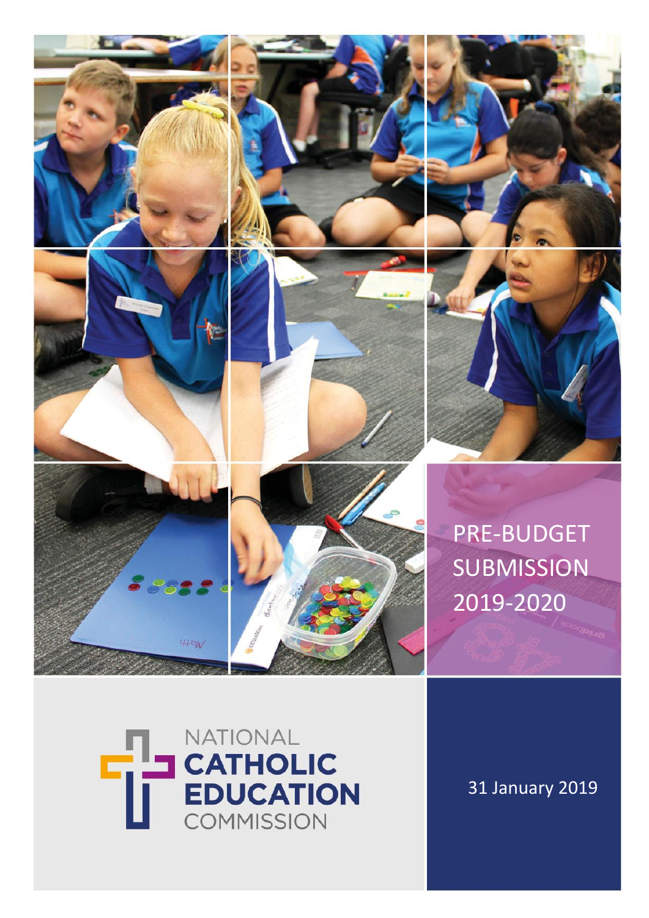# PRE-BUDGET SUBMISSION 2019-2020

NATIONAL CATHOLIC EDUCATION COMMISSION

31 January 2019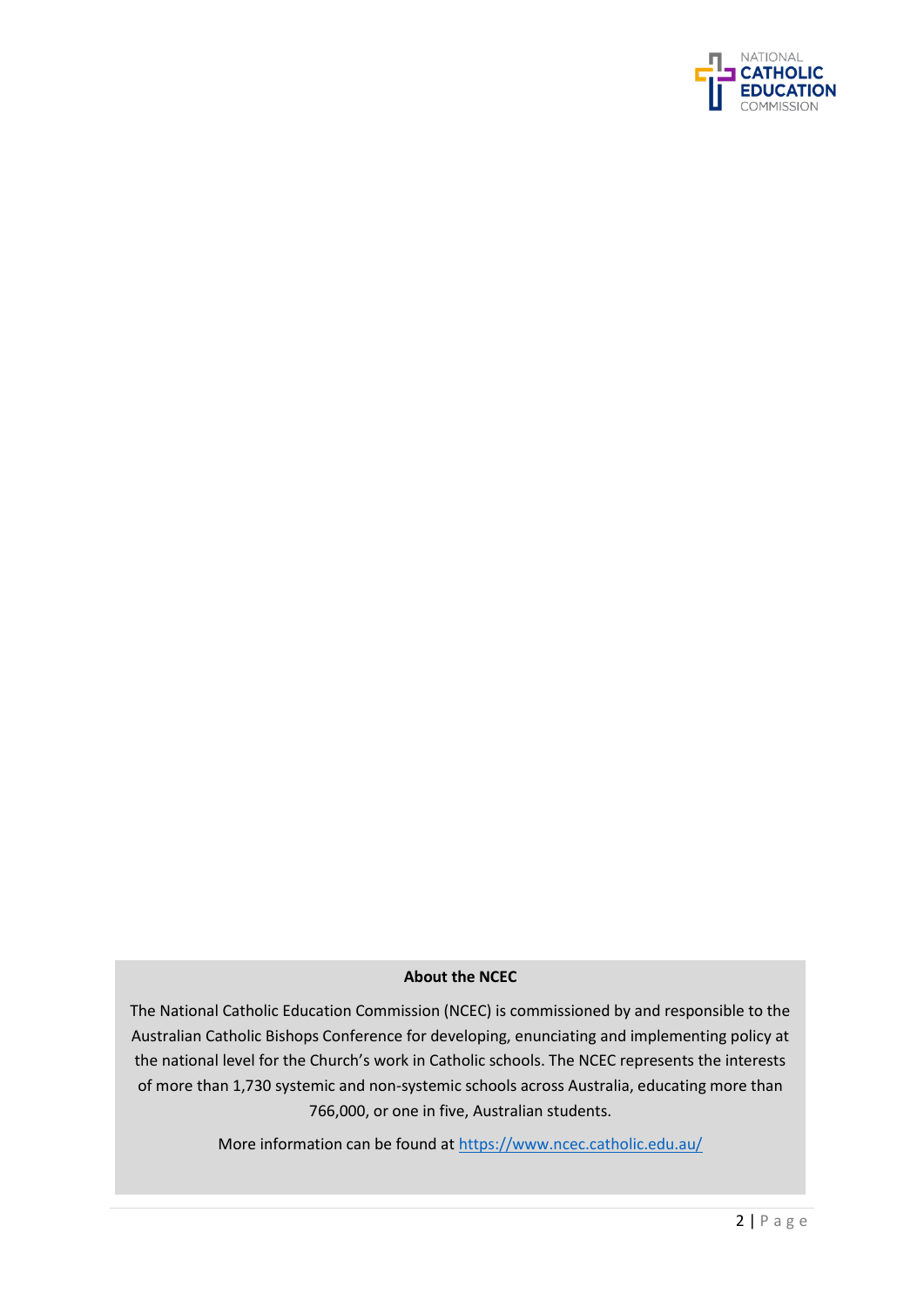**About the NCEC**

The National Catholic Education Commission (NCEC) is commissioned by and responsible to the Australian Catholic Bishops Conference for developing, enunciating and implementing policy at the national level for the Church's work in Catholic schools. The NCEC represents the interests of more than 1,730 systemic and non-systemic schools across Australia, educating more than 766,000, or one in five, Australian students.

More information can be found at https://www.ncec.catholic.edu.au/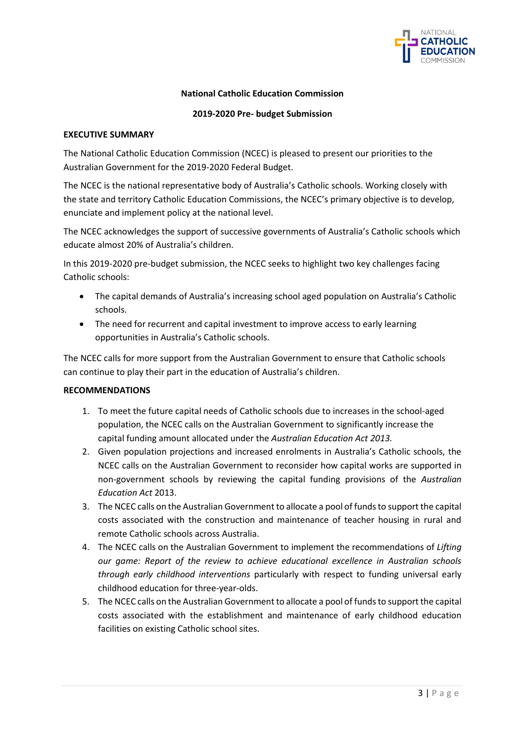**National Catholic Education Commission**

**2019-2020 Pre- budget Submission**

## EXECUTIVE SUMMARY

The National Catholic Education Commission (NCEC) is pleased to present our priorities to the Australian Government for the 2019-2020 Federal Budget.

The NCEC is the national representative body of Australia's Catholic schools. Working closely with the state and territory Catholic Education Commissions, the NCEC's primary objective is to develop, enunciate and implement policy at the national level.

The NCEC acknowledges the support of successive governments of Australia's Catholic schools which educate almost 20% of Australia's children.

In this 2019-2020 pre-budget submission, the NCEC seeks to highlight two key challenges facing Catholic schools:

- The capital demands of Australia's increasing school aged population on Australia's Catholic schools.
- The need for recurrent and capital investment to improve access to early learning opportunities in Australia's Catholic schools.

The NCEC calls for more support from the Australian Government to ensure that Catholic schools can continue to play their part in the education of Australia's children.

## RECOMMENDATIONS

1. To meet the future capital needs of Catholic schools due to increases in the school-aged population, the NCEC calls on the Australian Government to significantly increase the capital funding amount allocated under the *Australian Education Act 2013.*
2. Given population projections and increased enrolments in Australia's Catholic schools, the NCEC calls on the Australian Government to reconsider how capital works are supported in non-government schools by reviewing the capital funding provisions of the *Australian Education Act* 2013.
3. The NCEC calls on the Australian Government to allocate a pool of funds to support the capital costs associated with the construction and maintenance of teacher housing in rural and remote Catholic schools across Australia.
4. The NCEC calls on the Australian Government to implement the recommendations of *Lifting our game: Report of the review to achieve educational excellence in Australian schools through early childhood interventions* particularly with respect to funding universal early childhood education for three-year-olds.
5. The NCEC calls on the Australian Government to allocate a pool of funds to support the capital costs associated with the establishment and maintenance of early childhood education facilities on existing Catholic school sites.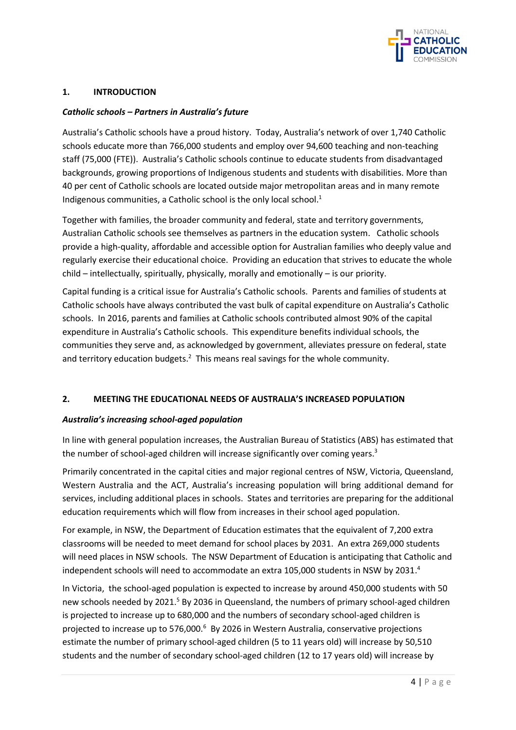## 1. INTRODUCTION

### *Catholic schools – Partners in Australia's future*

Australia's Catholic schools have a proud history. Today, Australia's network of over 1,740 Catholic schools educate more than 766,000 students and employ over 94,600 teaching and non-teaching staff (75,000 (FTE)). Australia's Catholic schools continue to educate students from disadvantaged backgrounds, growing proportions of Indigenous students and students with disabilities. More than 40 per cent of Catholic schools are located outside major metropolitan areas and in many remote Indigenous communities, a Catholic school is the only local school.[1]

Together with families, the broader community and federal, state and territory governments, Australian Catholic schools see themselves as partners in the education system. Catholic schools provide a high-quality, affordable and accessible option for Australian families who deeply value and regularly exercise their educational choice. Providing an education that strives to educate the whole child – intellectually, spiritually, physically, morally and emotionally – is our priority.

Capital funding is a critical issue for Australia's Catholic schools. Parents and families of students at Catholic schools have always contributed the vast bulk of capital expenditure on Australia's Catholic schools. In 2016, parents and families at Catholic schools contributed almost 90% of the capital expenditure in Australia's Catholic schools. This expenditure benefits individual schools, the communities they serve and, as acknowledged by government, alleviates pressure on federal, state and territory education budgets.[2] This means real savings for the whole community.

## 2. MEETING THE EDUCATIONAL NEEDS OF AUSTRALIA'S INCREASED POPULATION

### *Australia's increasing school-aged population*

In line with general population increases, the Australian Bureau of Statistics (ABS) has estimated that the number of school-aged children will increase significantly over coming years.[3]

Primarily concentrated in the capital cities and major regional centres of NSW, Victoria, Queensland, Western Australia and the ACT, Australia's increasing population will bring additional demand for services, including additional places in schools. States and territories are preparing for the additional education requirements which will flow from increases in their school aged population.

For example, in NSW, the Department of Education estimates that the equivalent of 7,200 extra classrooms will be needed to meet demand for school places by 2031. An extra 269,000 students will need places in NSW schools. The NSW Department of Education is anticipating that Catholic and independent schools will need to accommodate an extra 105,000 students in NSW by 2031.[4]

In Victoria, the school-aged population is expected to increase by around 450,000 students with 50 new schools needed by 2021.[5] By 2036 in Queensland, the numbers of primary school-aged children is projected to increase up to 680,000 and the numbers of secondary school-aged children is projected to increase up to 576,000.[6] By 2026 in Western Australia, conservative projections estimate the number of primary school-aged children (5 to 11 years old) will increase by 50,510 students and the number of secondary school-aged children (12 to 17 years old) will increase by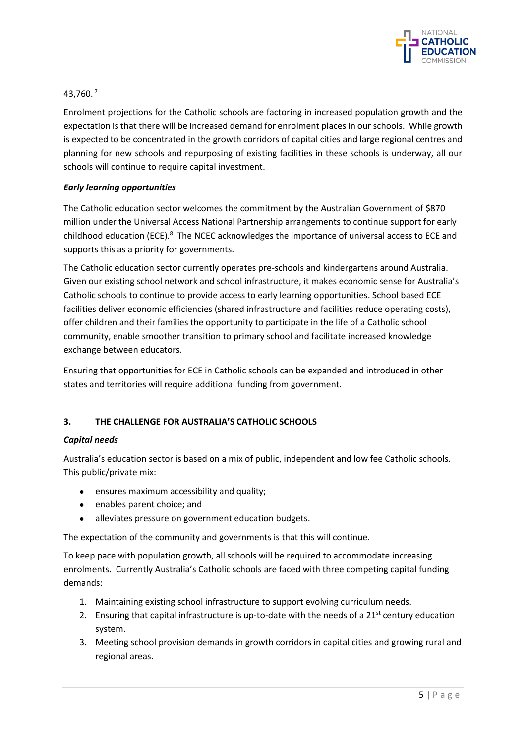43,760.[7]

Enrolment projections for the Catholic schools are factoring in increased population growth and the expectation is that there will be increased demand for enrolment places in our schools. While growth is expected to be concentrated in the growth corridors of capital cities and large regional centres and planning for new schools and repurposing of existing facilities in these schools is underway, all our schools will continue to require capital investment.

***Early learning opportunities***

The Catholic education sector welcomes the commitment by the Australian Government of $870 million under the Universal Access National Partnership arrangements to continue support for early childhood education (ECE).[8] The NCEC acknowledges the importance of universal access to ECE and supports this as a priority for governments.

The Catholic education sector currently operates pre-schools and kindergartens around Australia. Given our existing school network and school infrastructure, it makes economic sense for Australia's Catholic schools to continue to provide access to early learning opportunities. School based ECE facilities deliver economic efficiencies (shared infrastructure and facilities reduce operating costs), offer children and their families the opportunity to participate in the life of a Catholic school community, enable smoother transition to primary school and facilitate increased knowledge exchange between educators.

Ensuring that opportunities for ECE in Catholic schools can be expanded and introduced in other states and territories will require additional funding from government.

## 3. THE CHALLENGE FOR AUSTRALIA'S CATHOLIC SCHOOLS

***Capital needs***

Australia's education sector is based on a mix of public, independent and low fee Catholic schools. This public/private mix:

- ensures maximum accessibility and quality;
- enables parent choice; and
- alleviates pressure on government education budgets.

The expectation of the community and governments is that this will continue.

To keep pace with population growth, all schools will be required to accommodate increasing enrolments. Currently Australia's Catholic schools are faced with three competing capital funding demands:

1. Maintaining existing school infrastructure to support evolving curriculum needs.
2. Ensuring that capital infrastructure is up-to-date with the needs of a 21st century education system.
3. Meeting school provision demands in growth corridors in capital cities and growing rural and regional areas.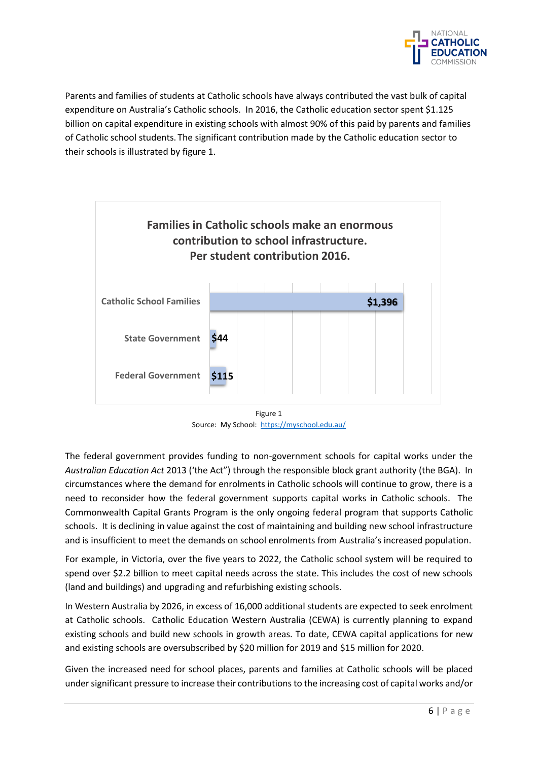Parents and families of students at Catholic schools have always contributed the vast bulk of capital expenditure on Australia's Catholic schools. In 2016, the Catholic education sector spent $1.125 billion on capital expenditure in existing schools with almost 90% of this paid by parents and families of Catholic school students. The significant contribution made by the Catholic education sector to their schools is illustrated by figure 1.

**Families in Catholic schools make an enormous contribution to school infrastructure. Per student contribution 2016.**

| | Per student contribution 2016 |
|---|---|
| Catholic School Families | $1,396 |
| State Government | $44 |
| Federal Government | $115 |

Figure 1
Source: My School: https://myschool.edu.au/

The federal government provides funding to non-government schools for capital works under the *Australian Education Act* 2013 ('the Act") through the responsible block grant authority (the BGA). In circumstances where the demand for enrolments in Catholic schools will continue to grow, there is a need to reconsider how the federal government supports capital works in Catholic schools. The Commonwealth Capital Grants Program is the only ongoing federal program that supports Catholic schools. It is declining in value against the cost of maintaining and building new school infrastructure and is insufficient to meet the demands on school enrolments from Australia's increased population.

For example, in Victoria, over the five years to 2022, the Catholic school system will be required to spend over $2.2 billion to meet capital needs across the state. This includes the cost of new schools (land and buildings) and upgrading and refurbishing existing schools.

In Western Australia by 2026, in excess of 16,000 additional students are expected to seek enrolment at Catholic schools. Catholic Education Western Australia (CEWA) is currently planning to expand existing schools and build new schools in growth areas. To date, CEWA capital applications for new and existing schools are oversubscribed by $20 million for 2019 and $15 million for 2020.

Given the increased need for school places, parents and families at Catholic schools will be placed under significant pressure to increase their contributions to the increasing cost of capital works and/or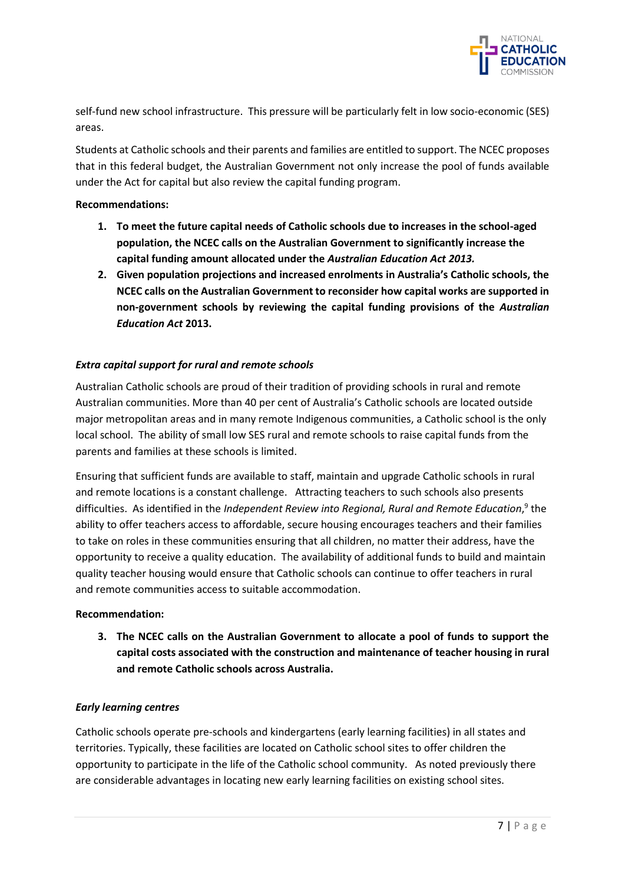self-fund new school infrastructure. This pressure will be particularly felt in low socio-economic (SES) areas.

Students at Catholic schools and their parents and families are entitled to support. The NCEC proposes that in this federal budget, the Australian Government not only increase the pool of funds available under the Act for capital but also review the capital funding program.

**Recommendations:**

1. **To meet the future capital needs of Catholic schools due to increases in the school-aged population, the NCEC calls on the Australian Government to significantly increase the capital funding amount allocated under the *Australian Education Act 2013.***
2. **Given population projections and increased enrolments in Australia's Catholic schools, the NCEC calls on the Australian Government to reconsider how capital works are supported in non-government schools by reviewing the capital funding provisions of the *Australian Education Act* 2013.**

### *Extra capital support for rural and remote schools*

Australian Catholic schools are proud of their tradition of providing schools in rural and remote Australian communities. More than 40 per cent of Australia's Catholic schools are located outside major metropolitan areas and in many remote Indigenous communities, a Catholic school is the only local school. The ability of small low SES rural and remote schools to raise capital funds from the parents and families at these schools is limited.

Ensuring that sufficient funds are available to staff, maintain and upgrade Catholic schools in rural and remote locations is a constant challenge. Attracting teachers to such schools also presents difficulties. As identified in the *Independent Review into Regional, Rural and Remote Education*,[9] the ability to offer teachers access to affordable, secure housing encourages teachers and their families to take on roles in these communities ensuring that all children, no matter their address, have the opportunity to receive a quality education. The availability of additional funds to build and maintain quality teacher housing would ensure that Catholic schools can continue to offer teachers in rural and remote communities access to suitable accommodation.

**Recommendation:**

3. **The NCEC calls on the Australian Government to allocate a pool of funds to support the capital costs associated with the construction and maintenance of teacher housing in rural and remote Catholic schools across Australia.**

### *Early learning centres*

Catholic schools operate pre-schools and kindergartens (early learning facilities) in all states and territories. Typically, these facilities are located on Catholic school sites to offer children the opportunity to participate in the life of the Catholic school community. As noted previously there are considerable advantages in locating new early learning facilities on existing school sites.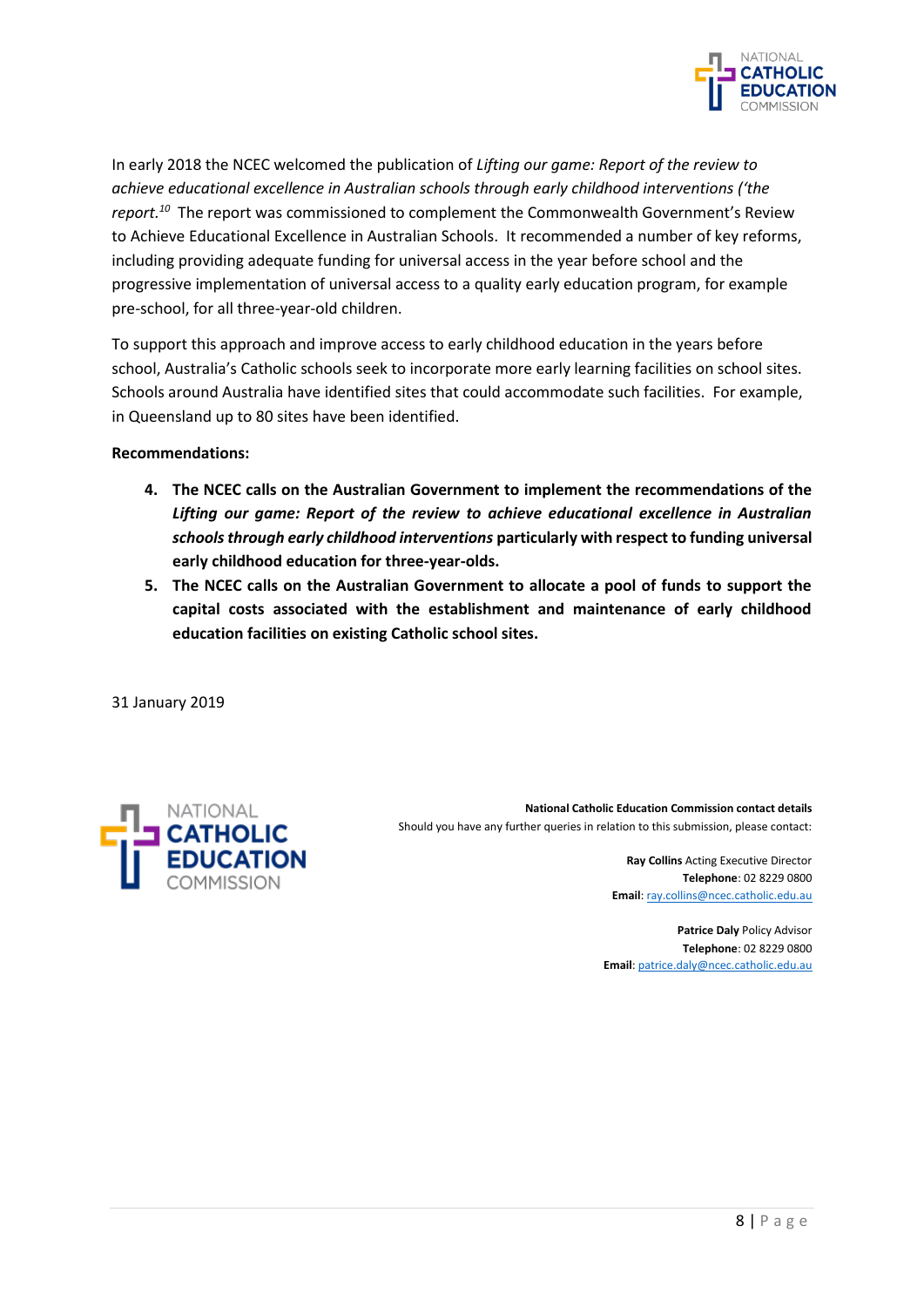In early 2018 the NCEC welcomed the publication of *Lifting our game: Report of the review to achieve educational excellence in Australian schools through early childhood interventions ('the report.*[10] The report was commissioned to complement the Commonwealth Government's Review to Achieve Educational Excellence in Australian Schools. It recommended a number of key reforms, including providing adequate funding for universal access in the year before school and the progressive implementation of universal access to a quality early education program, for example pre-school, for all three-year-old children.

To support this approach and improve access to early childhood education in the years before school, Australia's Catholic schools seek to incorporate more early learning facilities on school sites. Schools around Australia have identified sites that could accommodate such facilities. For example, in Queensland up to 80 sites have been identified.

**Recommendations:**

4. **The NCEC calls on the Australian Government to implement the recommendations of the *Lifting our game: Report of the review to achieve educational excellence in Australian schools through early childhood interventions* particularly with respect to funding universal early childhood education for three-year-olds.**
5. **The NCEC calls on the Australian Government to allocate a pool of funds to support the capital costs associated with the establishment and maintenance of early childhood education facilities on existing Catholic school sites.**

31 January 2019

**National Catholic Education Commission contact details**
Should you have any further queries in relation to this submission, please contact:

**Ray Collins** Acting Executive Director
**Telephone**: 02 8229 0800
**Email**: ray.collins@ncec.catholic.edu.au

**Patrice Daly** Policy Advisor
**Telephone**: 02 8229 0800
**Email**: patrice.daly@ncec.catholic.edu.au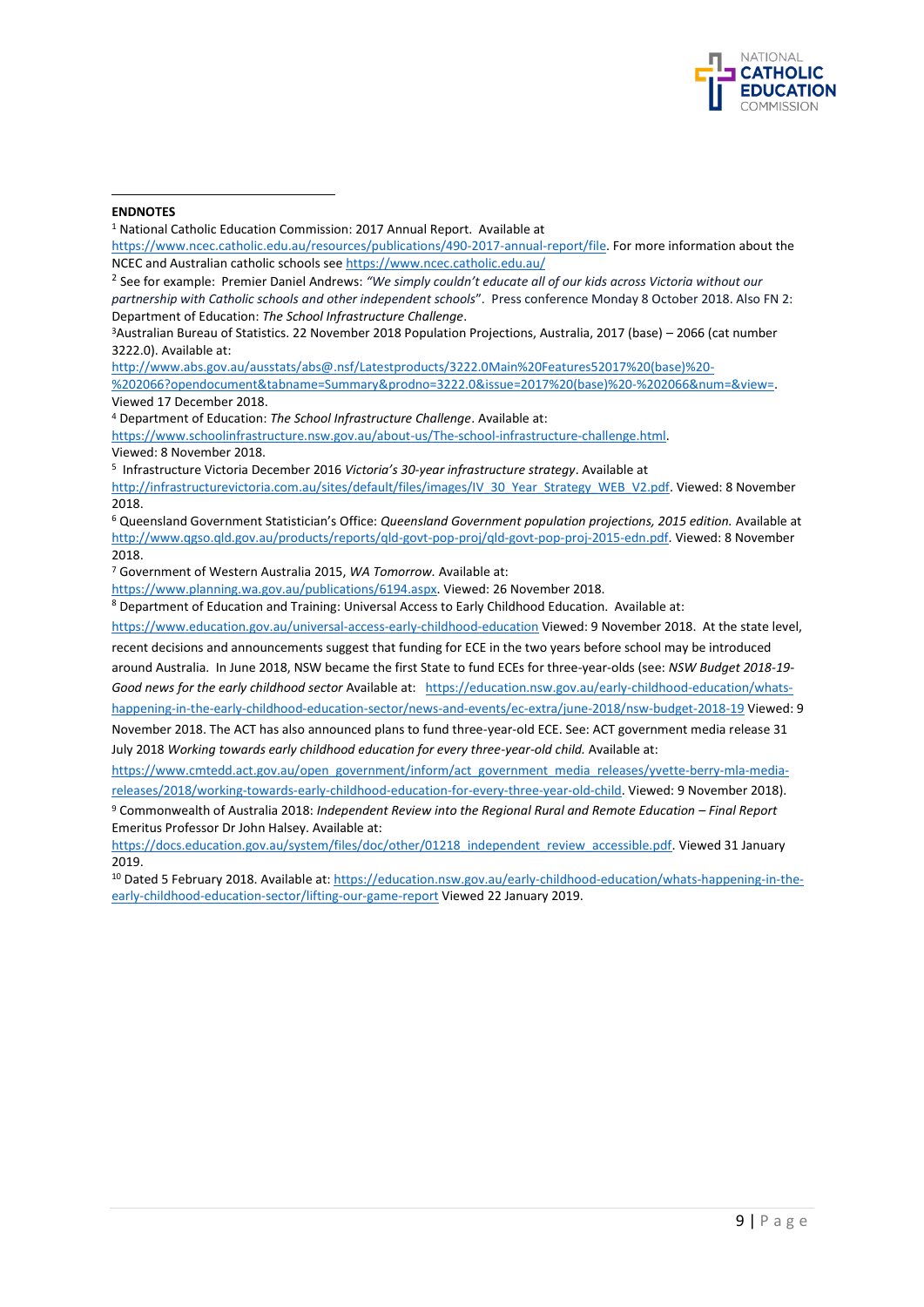**ENDNOTES**

[1] National Catholic Education Commission: 2017 Annual Report. Available at https://www.ncec.catholic.edu.au/resources/publications/490-2017-annual-report/file. For more information about the NCEC and Australian catholic schools see https://www.ncec.catholic.edu.au/

[2] See for example: Premier Daniel Andrews: *"We simply couldn't educate all of our kids across Victoria without our partnership with Catholic schools and other independent schools*". Press conference Monday 8 October 2018. Also FN 2: Department of Education: *The School Infrastructure Challenge*.

[3]Australian Bureau of Statistics. 22 November 2018 Population Projections, Australia, 2017 (base) – 2066 (cat number 3222.0). Available at: http://www.abs.gov.au/ausstats/abs@.nsf/Latestproducts/3222.0Main%20Features52017%20(base)%20-%202066?opendocument&tabname=Summary&prodno=3222.0&issue=2017%20(base)%20-%202066&num=&view=. Viewed 17 December 2018.

[4] Department of Education: *The School Infrastructure Challenge*. Available at: https://www.schoolinfrastructure.nsw.gov.au/about-us/The-school-infrastructure-challenge.html. Viewed: 8 November 2018.

[5] Infrastructure Victoria December 2016 *Victoria's 30-year infrastructure strategy*. Available at http://infrastructurevictoria.com.au/sites/default/files/images/IV_30_Year_Strategy_WEB_V2.pdf. Viewed: 8 November 2018.

[6] Queensland Government Statistician's Office: *Queensland Government population projections, 2015 edition.* Available at http://www.qgso.qld.gov.au/products/reports/qld-govt-pop-proj/qld-govt-pop-proj-2015-edn.pdf. Viewed: 8 November 2018.

[7] Government of Western Australia 2015, *WA Tomorrow.* Available at: https://www.planning.wa.gov.au/publications/6194.aspx. Viewed: 26 November 2018.

[8] Department of Education and Training: Universal Access to Early Childhood Education. Available at: https://www.education.gov.au/universal-access-early-childhood-education Viewed: 9 November 2018. At the state level, recent decisions and announcements suggest that funding for ECE in the two years before school may be introduced around Australia. In June 2018, NSW became the first State to fund ECEs for three-year-olds (see: *NSW Budget 2018-19- Good news for the early childhood sector* Available at: https://education.nsw.gov.au/early-childhood-education/whats-happening-in-the-early-childhood-education-sector/news-and-events/ec-extra/june-2018/nsw-budget-2018-19 Viewed: 9 November 2018. The ACT has also announced plans to fund three-year-old ECE. See: ACT government media release 31 July 2018 *Working towards early childhood education for every three-year-old child.* Available at: https://www.cmtedd.act.gov.au/open_government/inform/act_government_media_releases/yvette-berry-mla-media-releases/2018/working-towards-early-childhood-education-for-every-three-year-old-child. Viewed: 9 November 2018).

[9] Commonwealth of Australia 2018: *Independent Review into the Regional Rural and Remote Education – Final Report* Emeritus Professor Dr John Halsey. Available at: https://docs.education.gov.au/system/files/doc/other/01218_independent_review_accessible.pdf. Viewed 31 January 2019.

[10] Dated 5 February 2018. Available at: https://education.nsw.gov.au/early-childhood-education/whats-happening-in-the-early-childhood-education-sector/lifting-our-game-report Viewed 22 January 2019.